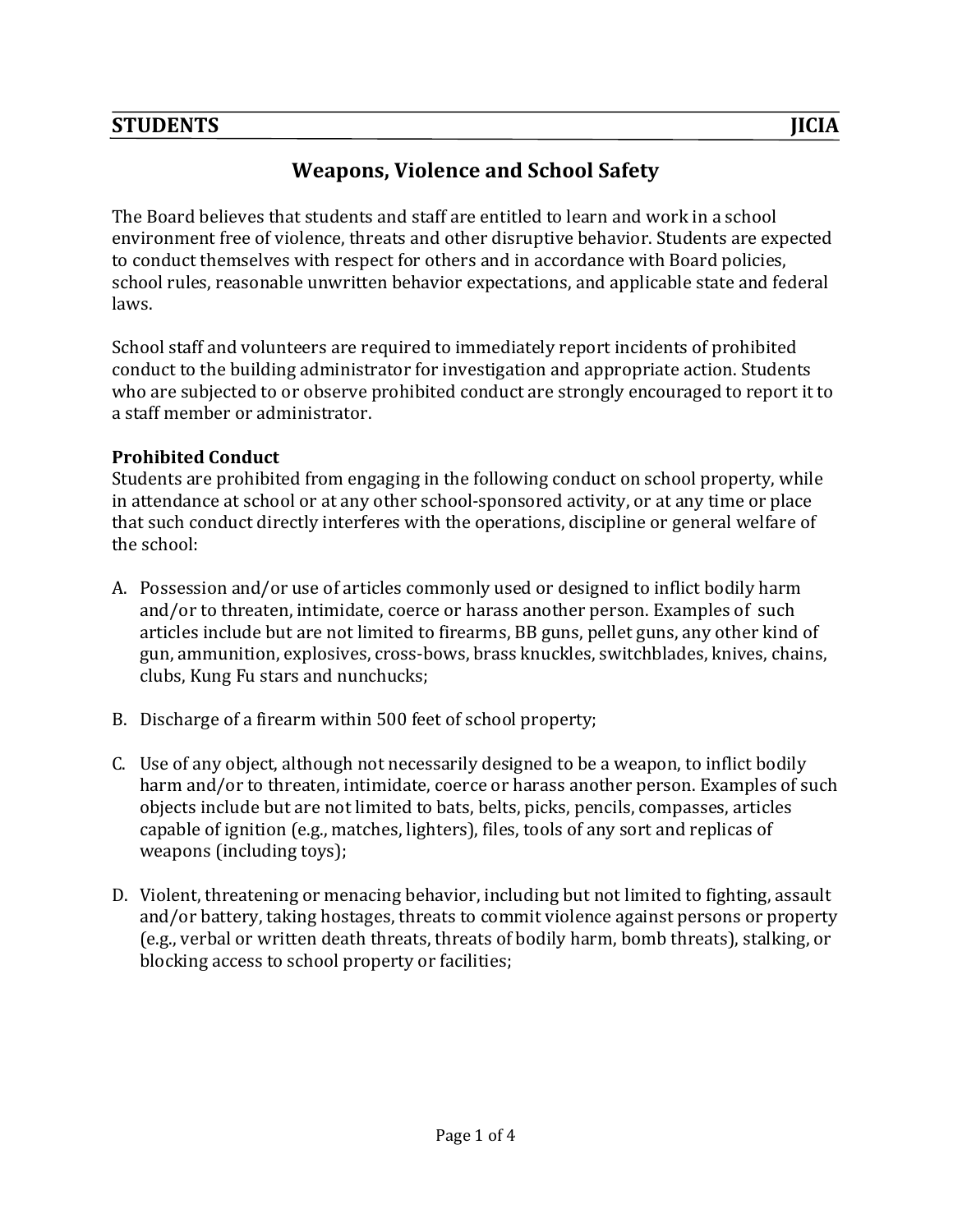**STUDENTS** **JICIA**

# Weapons, Violence and School Safety

The Board believes that students and staff are entitled to learn and work in a school environment free of violence, threats and other disruptive behavior. Students are expected to conduct themselves with respect for others and in accordance with Board policies, school rules, reasonable unwritten behavior expectations, and applicable state and federal laws.

School staff and volunteers are required to immediately report incidents of prohibited conduct to the building administrator for investigation and appropriate action. Students who are subjected to or observe prohibited conduct are strongly encouraged to report it to a staff member or administrator.

**Prohibited Conduct**

Students are prohibited from engaging in the following conduct on school property, while in attendance at school or at any other school-sponsored activity, or at any time or place that such conduct directly interferes with the operations, discipline or general welfare of the school:

A. Possession and/or use of articles commonly used or designed to inflict bodily harm and/or to threaten, intimidate, coerce or harass another person. Examples of such articles include but are not limited to firearms, BB guns, pellet guns, any other kind of gun, ammunition, explosives, cross-bows, brass knuckles, switchblades, knives, chains, clubs, Kung Fu stars and nunchucks;

B. Discharge of a firearm within 500 feet of school property;

C. Use of any object, although not necessarily designed to be a weapon, to inflict bodily harm and/or to threaten, intimidate, coerce or harass another person. Examples of such objects include but are not limited to bats, belts, picks, pencils, compasses, articles capable of ignition (e.g., matches, lighters), files, tools of any sort and replicas of weapons (including toys);

D. Violent, threatening or menacing behavior, including but not limited to fighting, assault and/or battery, taking hostages, threats to commit violence against persons or property (e.g., verbal or written death threats, threats of bodily harm, bomb threats), stalking, or blocking access to school property or facilities;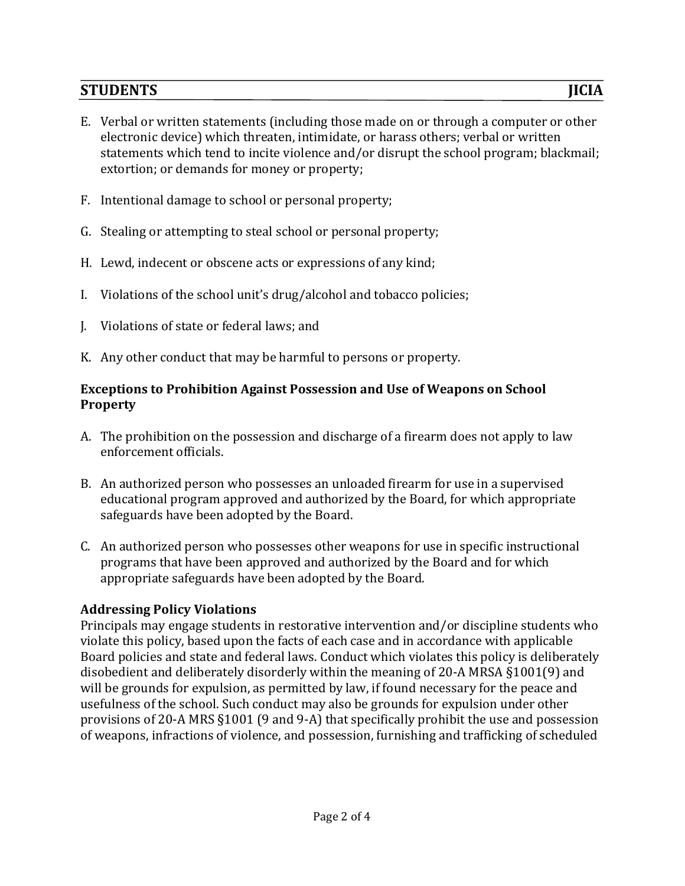E. Verbal or written statements (including those made on or through a computer or other electronic device) which threaten, intimidate, or harass others; verbal or written statements which tend to incite violence and/or disrupt the school program; blackmail; extortion; or demands for money or property;

F. Intentional damage to school or personal property;

G. Stealing or attempting to steal school or personal property;

H. Lewd, indecent or obscene acts or expressions of any kind;

I. Violations of the school unit's drug/alcohol and tobacco policies;

J. Violations of state or federal laws; and

K. Any other conduct that may be harmful to persons or property.

**Exceptions to Prohibition Against Possession and Use of Weapons on School Property**

A. The prohibition on the possession and discharge of a firearm does not apply to law enforcement officials.

B. An authorized person who possesses an unloaded firearm for use in a supervised educational program approved and authorized by the Board, for which appropriate safeguards have been adopted by the Board.

C. An authorized person who possesses other weapons for use in specific instructional programs that have been approved and authorized by the Board and for which appropriate safeguards have been adopted by the Board.

**Addressing Policy Violations**

Principals may engage students in restorative intervention and/or discipline students who violate this policy, based upon the facts of each case and in accordance with applicable Board policies and state and federal laws. Conduct which violates this policy is deliberately disobedient and deliberately disorderly within the meaning of 20-A MRSA §1001(9) and will be grounds for expulsion, as permitted by law, if found necessary for the peace and usefulness of the school. Such conduct may also be grounds for expulsion under other provisions of 20-A MRS §1001 (9 and 9-A) that specifically prohibit the use and possession of weapons, infractions of violence, and possession, furnishing and trafficking of scheduled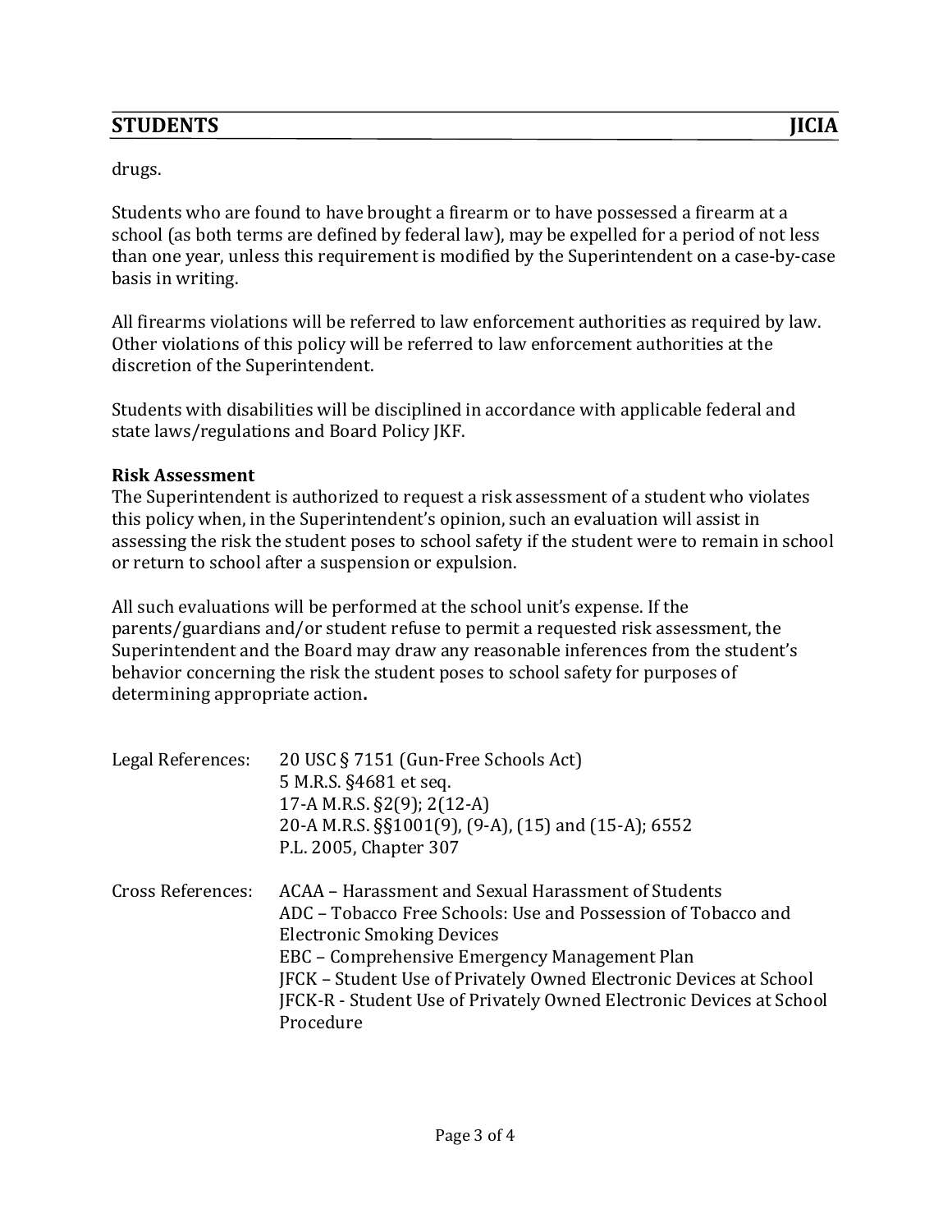drugs.

Students who are found to have brought a firearm or to have possessed a firearm at a school (as both terms are defined by federal law), may be expelled for a period of not less than one year, unless this requirement is modified by the Superintendent on a case-by-case basis in writing.

All firearms violations will be referred to law enforcement authorities as required by law. Other violations of this policy will be referred to law enforcement authorities at the discretion of the Superintendent.

Students with disabilities will be disciplined in accordance with applicable federal and state laws/regulations and Board Policy JKF.

**Risk Assessment**

The Superintendent is authorized to request a risk assessment of a student who violates this policy when, in the Superintendent's opinion, such an evaluation will assist in assessing the risk the student poses to school safety if the student were to remain in school or return to school after a suspension or expulsion.

All such evaluations will be performed at the school unit's expense. If the parents/guardians and/or student refuse to permit a requested risk assessment, the Superintendent and the Board may draw any reasonable inferences from the student's behavior concerning the risk the student poses to school safety for purposes of determining appropriate action.

Legal References:
- 20 USC § 7151 (Gun-Free Schools Act)
- 5 M.R.S. §4681 et seq.
- 17-A M.R.S. §2(9); 2(12-A)
- 20-A M.R.S. §§1001(9), (9-A), (15) and (15-A); 6552
- P.L. 2005, Chapter 307

Cross References:
- ACAA – Harassment and Sexual Harassment of Students
- ADC – Tobacco Free Schools: Use and Possession of Tobacco and Electronic Smoking Devices
- EBC – Comprehensive Emergency Management Plan
- JFCK – Student Use of Privately Owned Electronic Devices at School
- JFCK-R - Student Use of Privately Owned Electronic Devices at School Procedure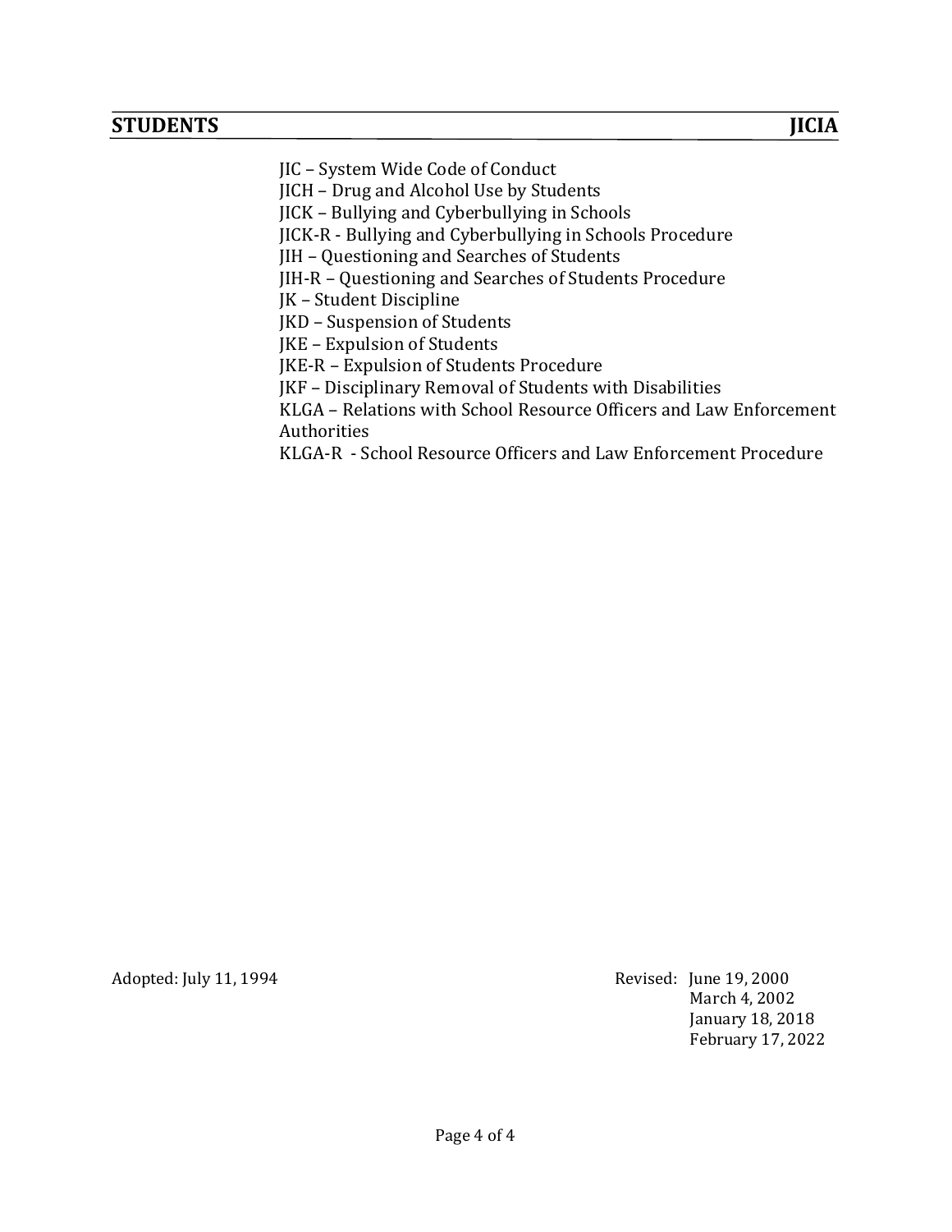JIC – System Wide Code of Conduct
JICH – Drug and Alcohol Use by Students
JICK – Bullying and Cyberbullying in Schools
JICK-R - Bullying and Cyberbullying in Schools Procedure
JIH – Questioning and Searches of Students
JIH-R – Questioning and Searches of Students Procedure
JK – Student Discipline
JKD – Suspension of Students
JKE – Expulsion of Students
JKE-R – Expulsion of Students Procedure
JKF – Disciplinary Removal of Students with Disabilities
KLGA – Relations with School Resource Officers and Law Enforcement Authorities
KLGA-R - School Resource Officers and Law Enforcement Procedure

Adopted: July 11, 1994

Revised: June 19, 2000
March 4, 2002
January 18, 2018
February 17, 2022